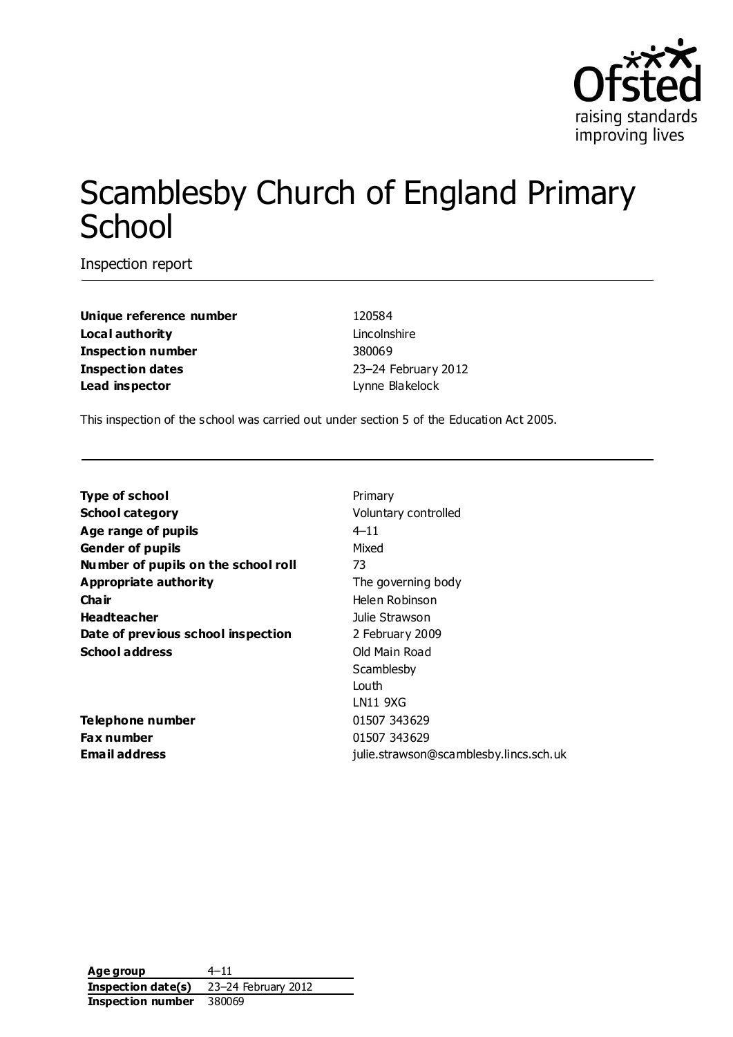Ofsted
raising standards
improving lives

# Scamblesby Church of England Primary School

Inspection report

| | |
|---|---|
| **Unique reference number** | 120584 |
| **Local authority** | Lincolnshire |
| **Inspection number** | 380069 |
| **Inspection dates** | 23–24 February 2012 |
| **Lead inspector** | Lynne Blakelock |

This inspection of the school was carried out under section 5 of the Education Act 2005.

| | |
|---|---|
| **Type of school** | Primary |
| **School category** | Voluntary controlled |
| **Age range of pupils** | 4–11 |
| **Gender of pupils** | Mixed |
| **Number of pupils on the school roll** | 73 |
| **Appropriate authority** | The governing body |
| **Chair** | Helen Robinson |
| **Headteacher** | Julie Strawson |
| **Date of previous school inspection** | 2 February 2009 |
| **School address** | Old Main Road<br>Scamblesby<br>Louth<br>LN11 9XG |
| **Telephone number** | 01507 343629 |
| **Fax number** | 01507 343629 |
| **Email address** | julie.strawson@scamblesby.lincs.sch.uk |

| | |
|---|---|
| **Age group** | 4–11 |
| **Inspection date(s)** | 23–24 February 2012 |
| **Inspection number** | 380069 |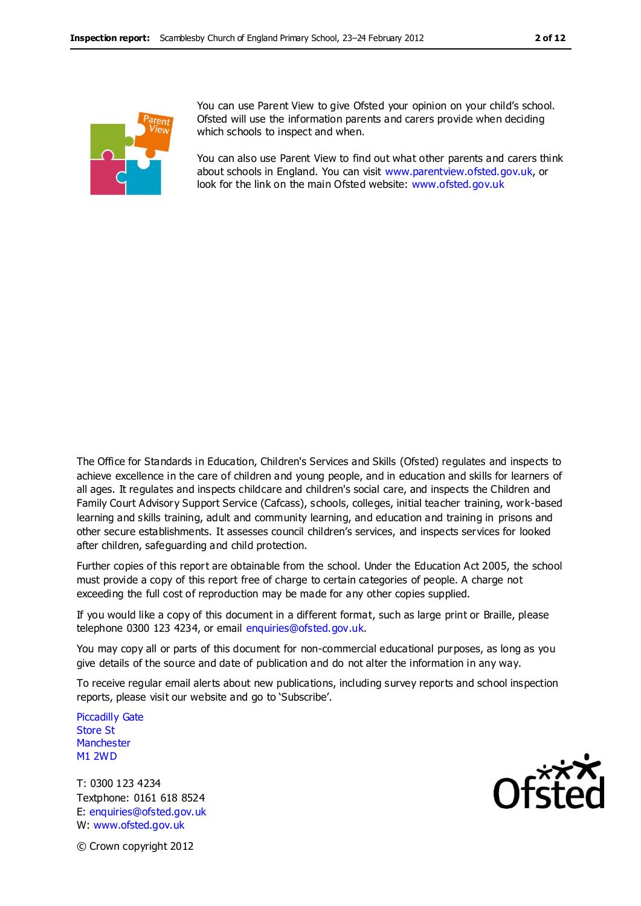You can use Parent View to give Ofsted your opinion on your child's school. Ofsted will use the information parents and carers provide when deciding which schools to inspect and when.

You can also use Parent View to find out what other parents and carers think about schools in England. You can visit www.parentview.ofsted.gov.uk, or look for the link on the main Ofsted website: www.ofsted.gov.uk

The Office for Standards in Education, Children's Services and Skills (Ofsted) regulates and inspects to achieve excellence in the care of children and young people, and in education and skills for learners of all ages. It regulates and inspects childcare and children's social care, and inspects the Children and Family Court Advisory Support Service (Cafcass), schools, colleges, initial teacher training, work-based learning and skills training, adult and community learning, and education and training in prisons and other secure establishments. It assesses council children's services, and inspects services for looked after children, safeguarding and child protection.

Further copies of this report are obtainable from the school. Under the Education Act 2005, the school must provide a copy of this report free of charge to certain categories of people. A charge not exceeding the full cost of reproduction may be made for any other copies supplied.

If you would like a copy of this document in a different format, such as large print or Braille, please telephone 0300 123 4234, or email enquiries@ofsted.gov.uk.

You may copy all or parts of this document for non-commercial educational purposes, as long as you give details of the source and date of publication and do not alter the information in any way.

To receive regular email alerts about new publications, including survey reports and school inspection reports, please visit our website and go to 'Subscribe'.

Piccadilly Gate
Store St
Manchester
M1 2WD

T: 0300 123 4234
Textphone: 0161 618 8524
E: enquiries@ofsted.gov.uk
W: www.ofsted.gov.uk

© Crown copyright 2012

Ofsted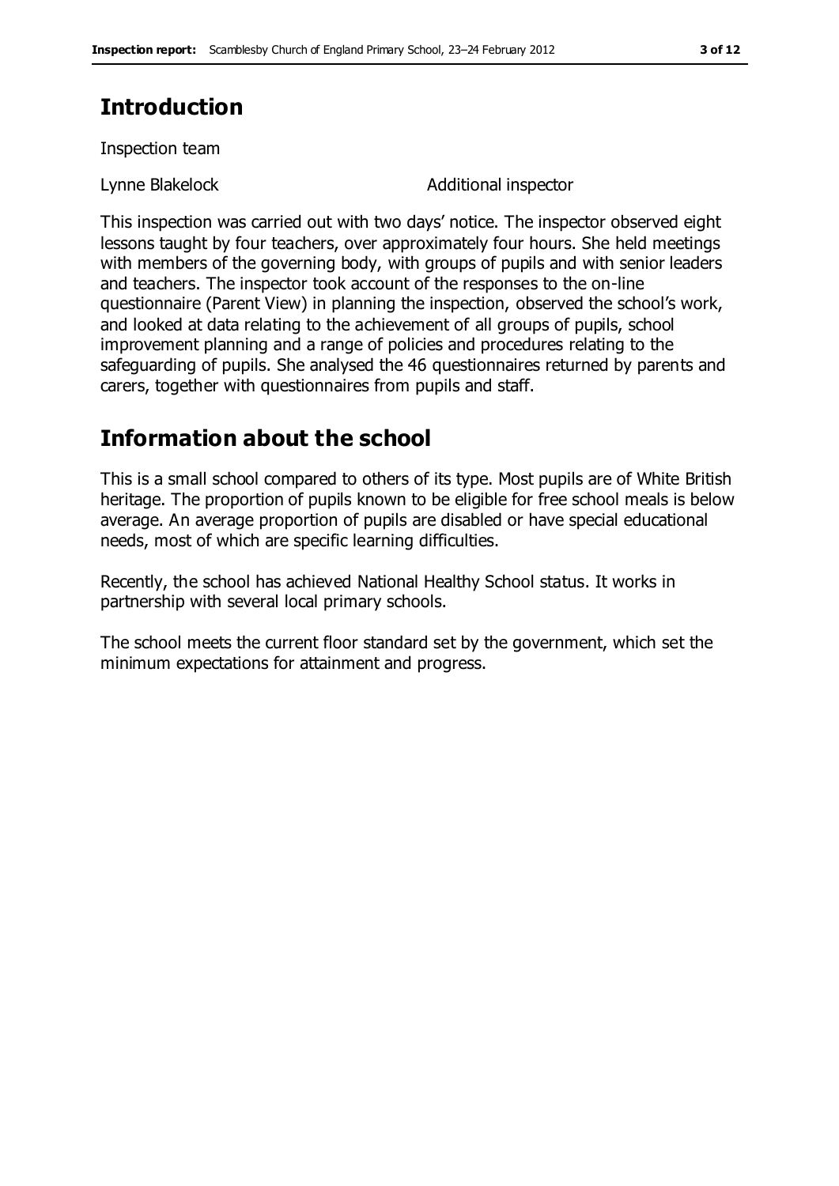## Introduction

Inspection team

| | |
|---|---|
| Lynne Blakelock | Additional inspector |

This inspection was carried out with two days' notice. The inspector observed eight lessons taught by four teachers, over approximately four hours. She held meetings with members of the governing body, with groups of pupils and with senior leaders and teachers. The inspector took account of the responses to the on-line questionnaire (Parent View) in planning the inspection, observed the school's work, and looked at data relating to the achievement of all groups of pupils, school improvement planning and a range of policies and procedures relating to the safeguarding of pupils. She analysed the 46 questionnaires returned by parents and carers, together with questionnaires from pupils and staff.

## Information about the school

This is a small school compared to others of its type. Most pupils are of White British heritage. The proportion of pupils known to be eligible for free school meals is below average. An average proportion of pupils are disabled or have special educational needs, most of which are specific learning difficulties.

Recently, the school has achieved National Healthy School status. It works in partnership with several local primary schools.

The school meets the current floor standard set by the government, which set the minimum expectations for attainment and progress.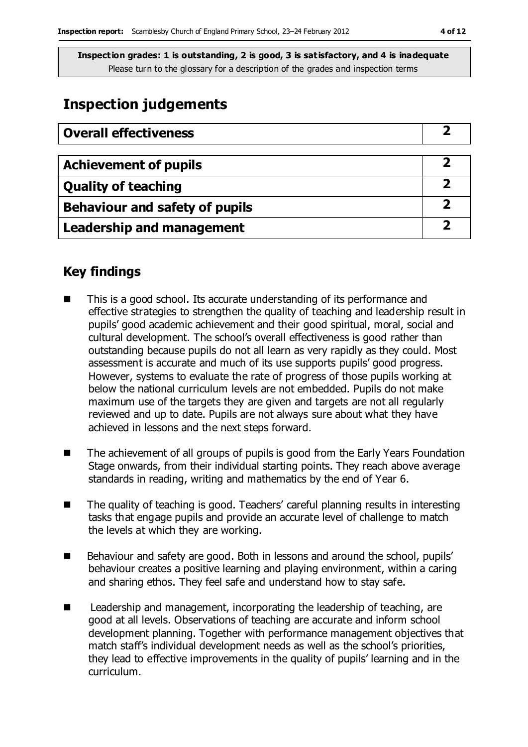**Inspection grades: 1 is outstanding, 2 is good, 3 is satisfactory, and 4 is inadequate**
Please turn to the glossary for a description of the grades and inspection terms

# Inspection judgements

| Overall effectiveness | 2 |
|---|---|

| Achievement of pupils | 2 |
|---|---|
| Quality of teaching | 2 |
| Behaviour and safety of pupils | 2 |
| Leadership and management | 2 |

## Key findings

- This is a good school. Its accurate understanding of its performance and effective strategies to strengthen the quality of teaching and leadership result in pupils' good academic achievement and their good spiritual, moral, social and cultural development. The school's overall effectiveness is good rather than outstanding because pupils do not all learn as very rapidly as they could. Most assessment is accurate and much of its use supports pupils' good progress. However, systems to evaluate the rate of progress of those pupils working at below the national curriculum levels are not embedded. Pupils do not make maximum use of the targets they are given and targets are not all regularly reviewed and up to date. Pupils are not always sure about what they have achieved in lessons and the next steps forward.
- The achievement of all groups of pupils is good from the Early Years Foundation Stage onwards, from their individual starting points. They reach above average standards in reading, writing and mathematics by the end of Year 6.
- The quality of teaching is good. Teachers' careful planning results in interesting tasks that engage pupils and provide an accurate level of challenge to match the levels at which they are working.
- Behaviour and safety are good. Both in lessons and around the school, pupils' behaviour creates a positive learning and playing environment, within a caring and sharing ethos. They feel safe and understand how to stay safe.
- Leadership and management, incorporating the leadership of teaching, are good at all levels. Observations of teaching are accurate and inform school development planning. Together with performance management objectives that match staff's individual development needs as well as the school's priorities, they lead to effective improvements in the quality of pupils' learning and in the curriculum.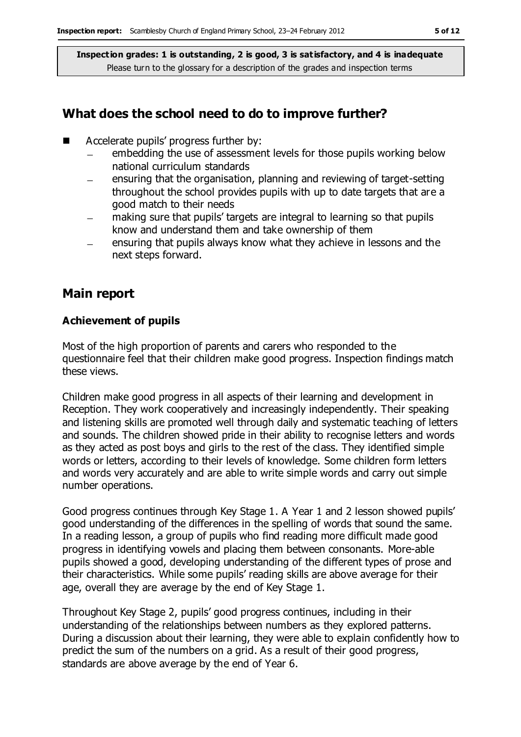**Inspection grades: 1 is outstanding, 2 is good, 3 is satisfactory, and 4 is inadequate**
Please turn to the glossary for a description of the grades and inspection terms

## What does the school need to do to improve further?

- Accelerate pupils' progress further by:
  - embedding the use of assessment levels for those pupils working below national curriculum standards
  - ensuring that the organisation, planning and reviewing of target-setting throughout the school provides pupils with up to date targets that are a good match to their needs
  - making sure that pupils' targets are integral to learning so that pupils know and understand them and take ownership of them
  - ensuring that pupils always know what they achieve in lessons and the next steps forward.

## Main report

### Achievement of pupils

Most of the high proportion of parents and carers who responded to the questionnaire feel that their children make good progress. Inspection findings match these views.

Children make good progress in all aspects of their learning and development in Reception. They work cooperatively and increasingly independently. Their speaking and listening skills are promoted well through daily and systematic teaching of letters and sounds. The children showed pride in their ability to recognise letters and words as they acted as post boys and girls to the rest of the class. They identified simple words or letters, according to their levels of knowledge. Some children form letters and words very accurately and are able to write simple words and carry out simple number operations.

Good progress continues through Key Stage 1. A Year 1 and 2 lesson showed pupils' good understanding of the differences in the spelling of words that sound the same. In a reading lesson, a group of pupils who find reading more difficult made good progress in identifying vowels and placing them between consonants. More-able pupils showed a good, developing understanding of the different types of prose and their characteristics. While some pupils' reading skills are above average for their age, overall they are average by the end of Key Stage 1.

Throughout Key Stage 2, pupils' good progress continues, including in their understanding of the relationships between numbers as they explored patterns. During a discussion about their learning, they were able to explain confidently how to predict the sum of the numbers on a grid. As a result of their good progress, standards are above average by the end of Year 6.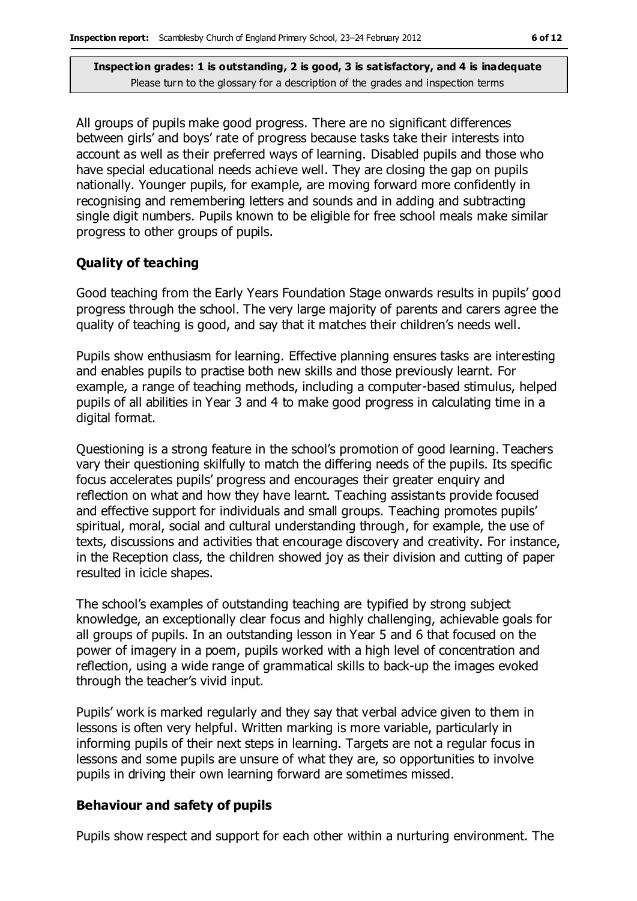**Inspection grades: 1 is outstanding, 2 is good, 3 is satisfactory, and 4 is inadequate**
Please turn to the glossary for a description of the grades and inspection terms

All groups of pupils make good progress. There are no significant differences between girls' and boys' rate of progress because tasks take their interests into account as well as their preferred ways of learning. Disabled pupils and those who have special educational needs achieve well. They are closing the gap on pupils nationally. Younger pupils, for example, are moving forward more confidently in recognising and remembering letters and sounds and in adding and subtracting single digit numbers. Pupils known to be eligible for free school meals make similar progress to other groups of pupils.

## Quality of teaching

Good teaching from the Early Years Foundation Stage onwards results in pupils' good progress through the school. The very large majority of parents and carers agree the quality of teaching is good, and say that it matches their children's needs well.

Pupils show enthusiasm for learning. Effective planning ensures tasks are interesting and enables pupils to practise both new skills and those previously learnt. For example, a range of teaching methods, including a computer-based stimulus, helped pupils of all abilities in Year 3 and 4 to make good progress in calculating time in a digital format.

Questioning is a strong feature in the school's promotion of good learning. Teachers vary their questioning skilfully to match the differing needs of the pupils. Its specific focus accelerates pupils' progress and encourages their greater enquiry and reflection on what and how they have learnt. Teaching assistants provide focused and effective support for individuals and small groups. Teaching promotes pupils' spiritual, moral, social and cultural understanding through, for example, the use of texts, discussions and activities that encourage discovery and creativity. For instance, in the Reception class, the children showed joy as their division and cutting of paper resulted in icicle shapes.

The school's examples of outstanding teaching are typified by strong subject knowledge, an exceptionally clear focus and highly challenging, achievable goals for all groups of pupils. In an outstanding lesson in Year 5 and 6 that focused on the power of imagery in a poem, pupils worked with a high level of concentration and reflection, using a wide range of grammatical skills to back-up the images evoked through the teacher's vivid input.

Pupils' work is marked regularly and they say that verbal advice given to them in lessons is often very helpful. Written marking is more variable, particularly in informing pupils of their next steps in learning. Targets are not a regular focus in lessons and some pupils are unsure of what they are, so opportunities to involve pupils in driving their own learning forward are sometimes missed.

## Behaviour and safety of pupils

Pupils show respect and support for each other within a nurturing environment. The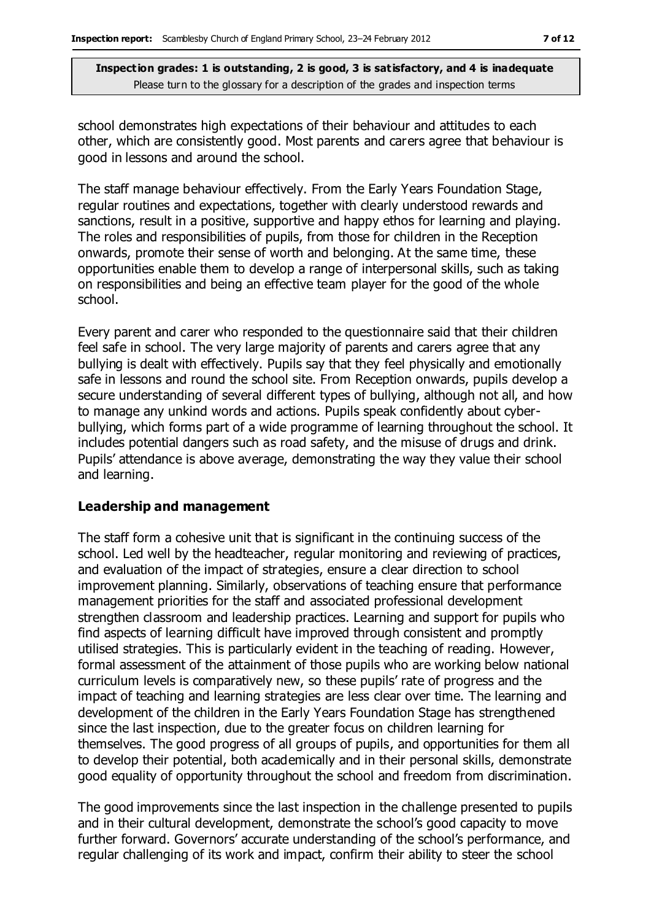school demonstrates high expectations of their behaviour and attitudes to each other, which are consistently good. Most parents and carers agree that behaviour is good in lessons and around the school.

The staff manage behaviour effectively. From the Early Years Foundation Stage, regular routines and expectations, together with clearly understood rewards and sanctions, result in a positive, supportive and happy ethos for learning and playing. The roles and responsibilities of pupils, from those for children in the Reception onwards, promote their sense of worth and belonging. At the same time, these opportunities enable them to develop a range of interpersonal skills, such as taking on responsibilities and being an effective team player for the good of the whole school.

Every parent and carer who responded to the questionnaire said that their children feel safe in school. The very large majority of parents and carers agree that any bullying is dealt with effectively. Pupils say that they feel physically and emotionally safe in lessons and round the school site. From Reception onwards, pupils develop a secure understanding of several different types of bullying, although not all, and how to manage any unkind words and actions. Pupils speak confidently about cyber-bullying, which forms part of a wide programme of learning throughout the school. It includes potential dangers such as road safety, and the misuse of drugs and drink. Pupils' attendance is above average, demonstrating the way they value their school and learning.

### Leadership and management

The staff form a cohesive unit that is significant in the continuing success of the school. Led well by the headteacher, regular monitoring and reviewing of practices, and evaluation of the impact of strategies, ensure a clear direction to school improvement planning. Similarly, observations of teaching ensure that performance management priorities for the staff and associated professional development strengthen classroom and leadership practices. Learning and support for pupils who find aspects of learning difficult have improved through consistent and promptly utilised strategies. This is particularly evident in the teaching of reading. However, formal assessment of the attainment of those pupils who are working below national curriculum levels is comparatively new, so these pupils' rate of progress and the impact of teaching and learning strategies are less clear over time. The learning and development of the children in the Early Years Foundation Stage has strengthened since the last inspection, due to the greater focus on children learning for themselves. The good progress of all groups of pupils, and opportunities for them all to develop their potential, both academically and in their personal skills, demonstrate good equality of opportunity throughout the school and freedom from discrimination.

The good improvements since the last inspection in the challenge presented to pupils and in their cultural development, demonstrate the school's good capacity to move further forward. Governors' accurate understanding of the school's performance, and regular challenging of its work and impact, confirm their ability to steer the school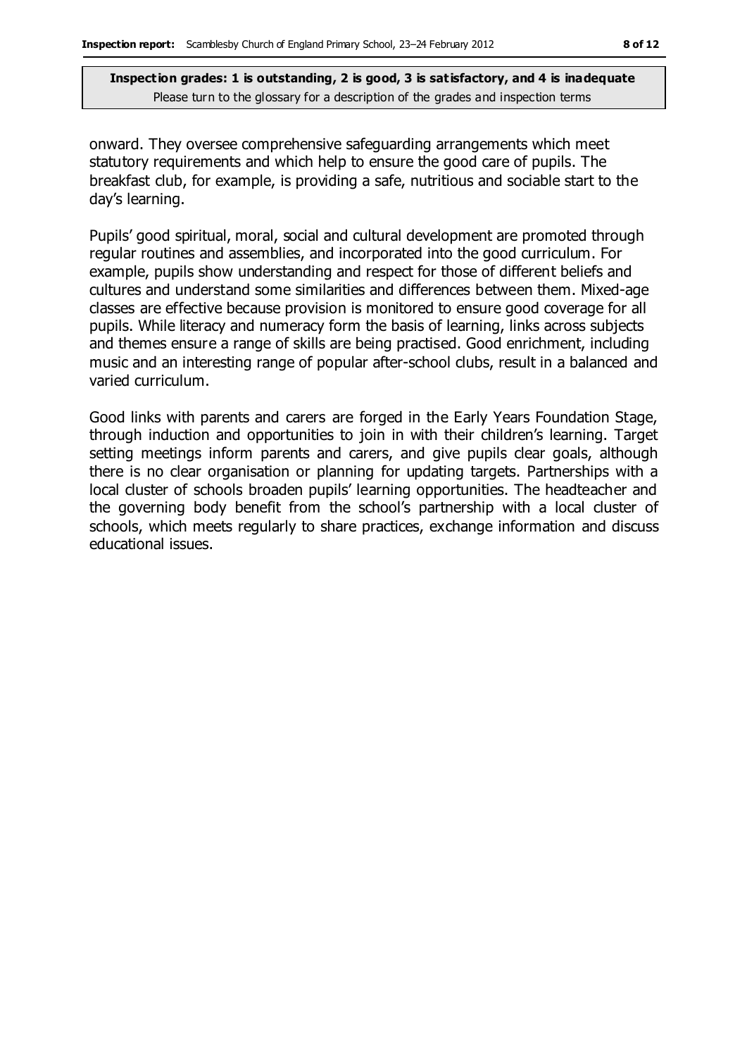onward. They oversee comprehensive safeguarding arrangements which meet statutory requirements and which help to ensure the good care of pupils. The breakfast club, for example, is providing a safe, nutritious and sociable start to the day's learning.

Pupils' good spiritual, moral, social and cultural development are promoted through regular routines and assemblies, and incorporated into the good curriculum. For example, pupils show understanding and respect for those of different beliefs and cultures and understand some similarities and differences between them. Mixed-age classes are effective because provision is monitored to ensure good coverage for all pupils. While literacy and numeracy form the basis of learning, links across subjects and themes ensure a range of skills are being practised. Good enrichment, including music and an interesting range of popular after-school clubs, result in a balanced and varied curriculum.

Good links with parents and carers are forged in the Early Years Foundation Stage, through induction and opportunities to join in with their children's learning. Target setting meetings inform parents and carers, and give pupils clear goals, although there is no clear organisation or planning for updating targets. Partnerships with a local cluster of schools broaden pupils' learning opportunities. The headteacher and the governing body benefit from the school's partnership with a local cluster of schools, which meets regularly to share practices, exchange information and discuss educational issues.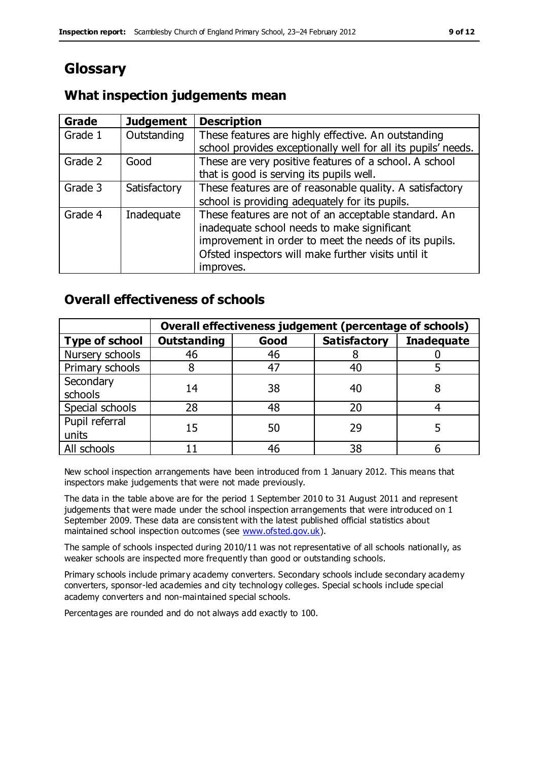# Glossary

## What inspection judgements mean

| Grade | Judgement | Description |
|---|---|---|
| Grade 1 | Outstanding | These features are highly effective. An outstanding school provides exceptionally well for all its pupils' needs. |
| Grade 2 | Good | These are very positive features of a school. A school that is good is serving its pupils well. |
| Grade 3 | Satisfactory | These features are of reasonable quality. A satisfactory school is providing adequately for its pupils. |
| Grade 4 | Inadequate | These features are not of an acceptable standard. An inadequate school needs to make significant improvement in order to meet the needs of its pupils. Ofsted inspectors will make further visits until it improves. |

## Overall effectiveness of schools

| | Overall effectiveness judgement (percentage of schools) | | | |
|---|---|---|---|---|
| **Type of school** | **Outstanding** | **Good** | **Satisfactory** | **Inadequate** |
| Nursery schools | 46 | 46 | 8 | 0 |
| Primary schools | 8 | 47 | 40 | 5 |
| Secondary schools | 14 | 38 | 40 | 8 |
| Special schools | 28 | 48 | 20 | 4 |
| Pupil referral units | 15 | 50 | 29 | 5 |
| All schools | 11 | 46 | 38 | 6 |

New school inspection arrangements have been introduced from 1 January 2012. This means that inspectors make judgements that were not made previously.

The data in the table above are for the period 1 September 2010 to 31 August 2011 and represent judgements that were made under the school inspection arrangements that were introduced on 1 September 2009. These data are consistent with the latest published official statistics about maintained school inspection outcomes (see www.ofsted.gov.uk).

The sample of schools inspected during 2010/11 was not representative of all schools nationally, as weaker schools are inspected more frequently than good or outstanding schools.

Primary schools include primary academy converters. Secondary schools include secondary academy converters, sponsor-led academies and city technology colleges. Special schools include special academy converters and non-maintained special schools.

Percentages are rounded and do not always add exactly to 100.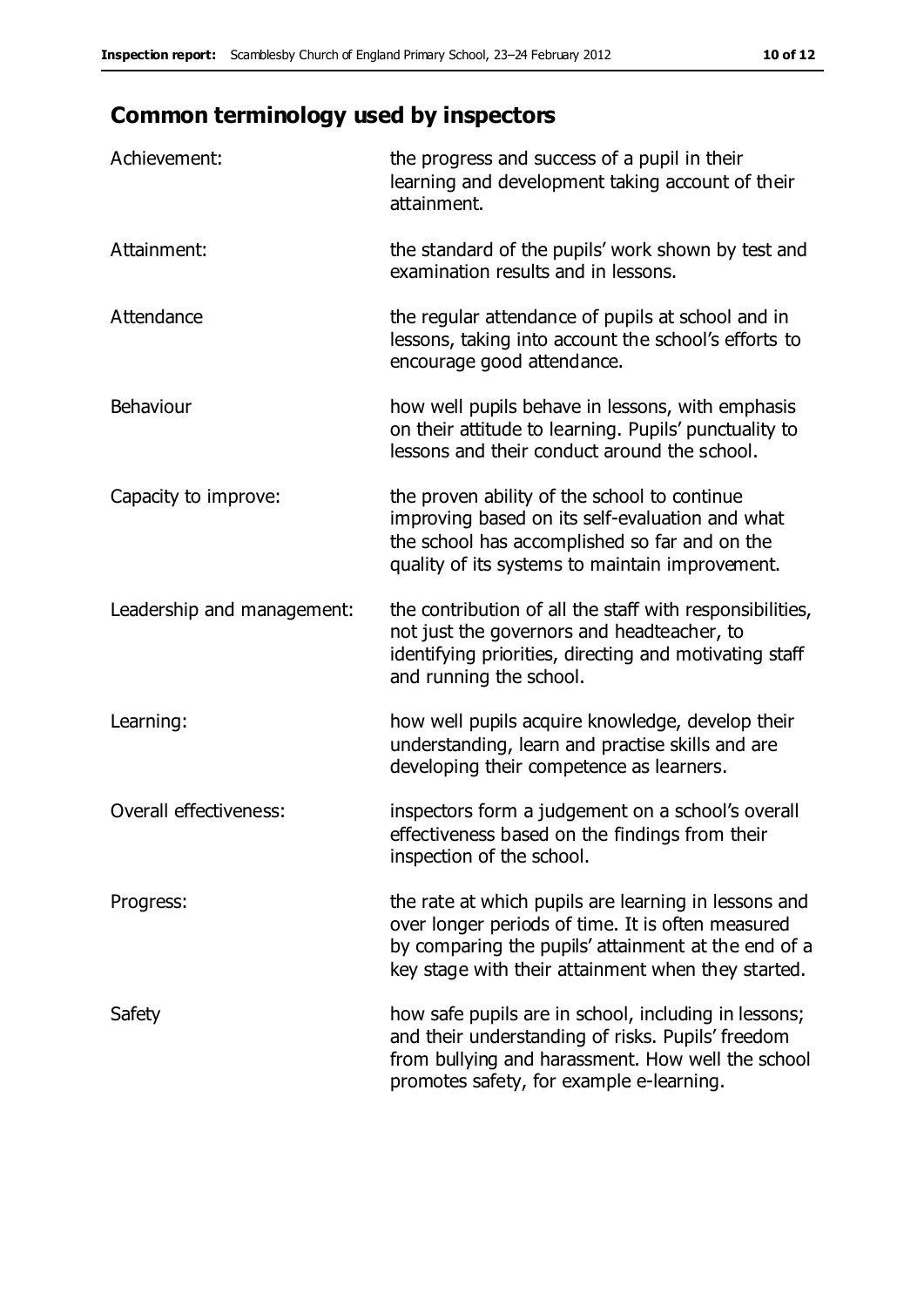## Common terminology used by inspectors

| | |
|---|---|
| Achievement: | the progress and success of a pupil in their learning and development taking account of their attainment. |
| Attainment: | the standard of the pupils' work shown by test and examination results and in lessons. |
| Attendance | the regular attendance of pupils at school and in lessons, taking into account the school's efforts to encourage good attendance. |
| Behaviour | how well pupils behave in lessons, with emphasis on their attitude to learning. Pupils' punctuality to lessons and their conduct around the school. |
| Capacity to improve: | the proven ability of the school to continue improving based on its self-evaluation and what the school has accomplished so far and on the quality of its systems to maintain improvement. |
| Leadership and management: | the contribution of all the staff with responsibilities, not just the governors and headteacher, to identifying priorities, directing and motivating staff and running the school. |
| Learning: | how well pupils acquire knowledge, develop their understanding, learn and practise skills and are developing their competence as learners. |
| Overall effectiveness: | inspectors form a judgement on a school's overall effectiveness based on the findings from their inspection of the school. |
| Progress: | the rate at which pupils are learning in lessons and over longer periods of time. It is often measured by comparing the pupils' attainment at the end of a key stage with their attainment when they started. |
| Safety | how safe pupils are in school, including in lessons; and their understanding of risks. Pupils' freedom from bullying and harassment. How well the school promotes safety, for example e-learning. |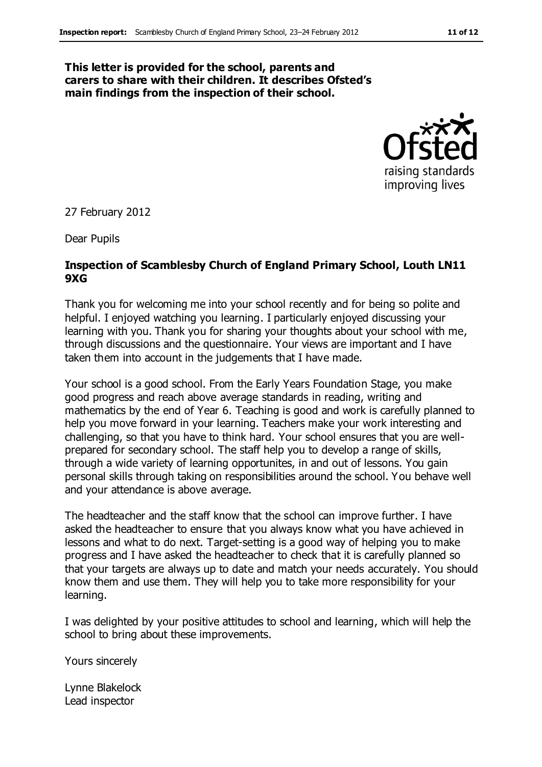**This letter is provided for the school, parents and carers to share with their children. It describes Ofsted's main findings from the inspection of their school.**

27 February 2012

Dear Pupils

**Inspection of Scamblesby Church of England Primary School, Louth LN11 9XG**

Thank you for welcoming me into your school recently and for being so polite and helpful. I enjoyed watching you learning. I particularly enjoyed discussing your learning with you. Thank you for sharing your thoughts about your school with me, through discussions and the questionnaire. Your views are important and I have taken them into account in the judgements that I have made.

Your school is a good school. From the Early Years Foundation Stage, you make good progress and reach above average standards in reading, writing and mathematics by the end of Year 6. Teaching is good and work is carefully planned to help you move forward in your learning. Teachers make your work interesting and challenging, so that you have to think hard. Your school ensures that you are well-prepared for secondary school. The staff help you to develop a range of skills, through a wide variety of learning opportunites, in and out of lessons. You gain personal skills through taking on responsibilities around the school. You behave well and your attendance is above average.

The headteacher and the staff know that the school can improve further. I have asked the headteacher to ensure that you always know what you have achieved in lessons and what to do next. Target-setting is a good way of helping you to make progress and I have asked the headteacher to check that it is carefully planned so that your targets are always up to date and match your needs accurately. You should know them and use them. They will help you to take more responsibility for your learning.

I was delighted by your positive attitudes to school and learning, which will help the school to bring about these improvements.

Yours sincerely

Lynne Blakelock
Lead inspector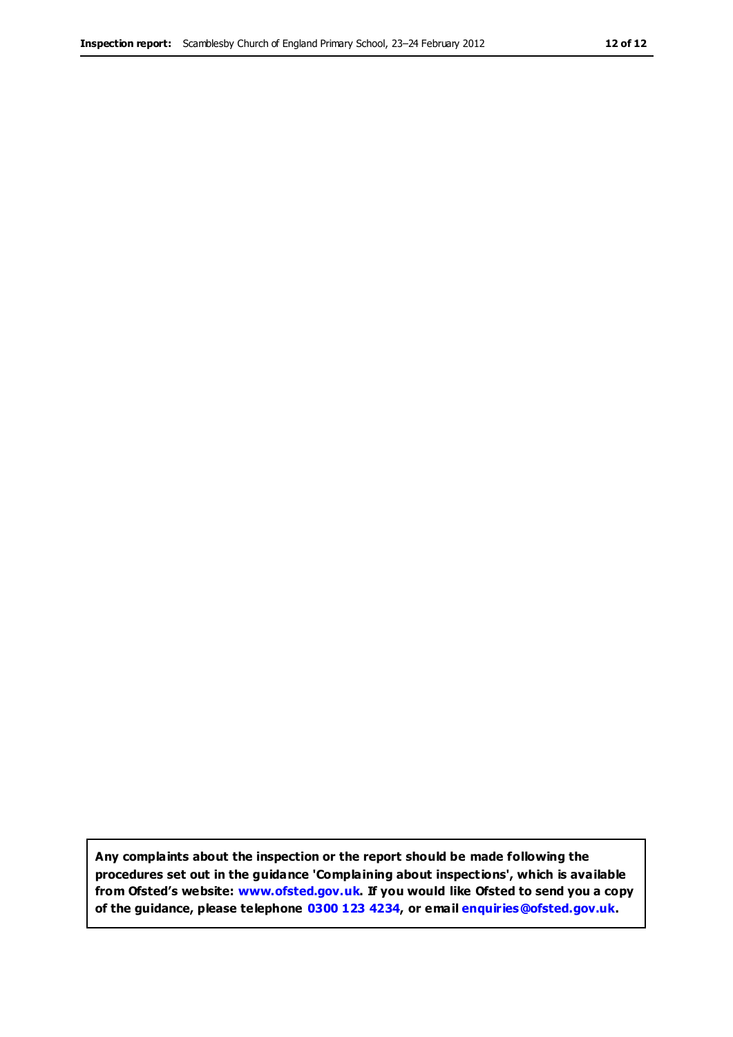**Any complaints about the inspection or the report should be made following the procedures set out in the guidance 'Complaining about inspections', which is available from Ofsted's website: www.ofsted.gov.uk. If you would like Ofsted to send you a copy of the guidance, please telephone 0300 123 4234, or email enquiries@ofsted.gov.uk.**